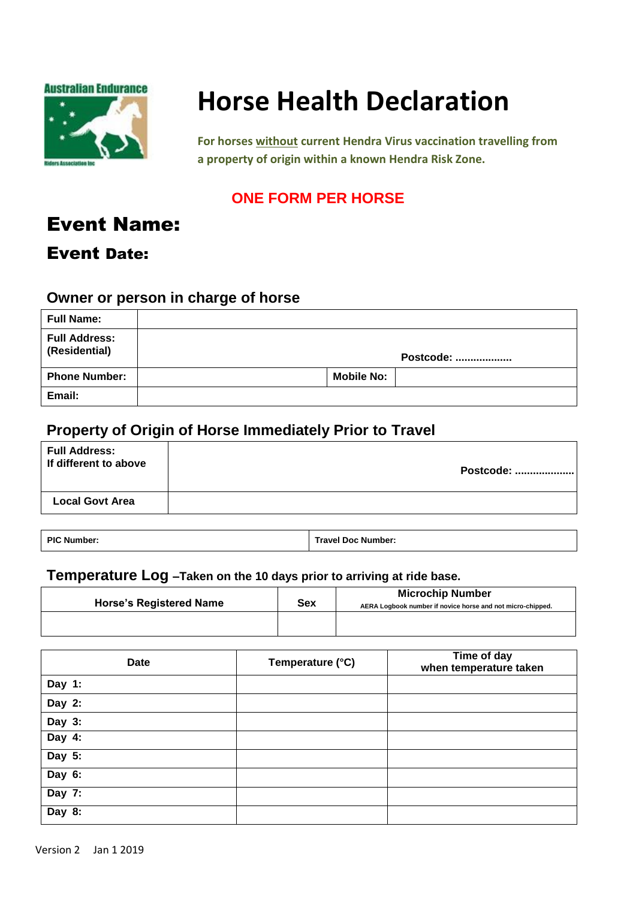Australian Endurance Riders Association Inc

# Horse Health Declaration

**For horses without current Hendra Virus vaccination travelling from a property of origin within a known Hendra Risk Zone.**

**ONE FORM PER HORSE**

## Event Name:

## Event Date:

### Owner or person in charge of horse

| | | | |
|---|---|---|---|
| **Full Name:** | | | |
| **Full Address: (Residential)** | | **Postcode: ..................** | |
| **Phone Number:** | | **Mobile No:** | |
| **Email:** | | | |

### Property of Origin of Horse Immediately Prior to Travel

| | |
|---|---|
| **Full Address:** **If different to above** | **Postcode: ...................** |
| **Local Govt Area** | |

| | |
|---|---|
| **PIC Number:** | **Travel Doc Number:** |

### Temperature Log –Taken on the 10 days prior to arriving at ride base.

| Horse's Registered Name | Sex | Microchip Number (AERA Logbook number if novice horse and not micro-chipped.) |
|---|---|---|
| | | |

| Date | Temperature (°C) | Time of day when temperature taken |
|---|---|---|
| Day 1: | | |
| Day 2: | | |
| Day 3: | | |
| Day 4: | | |
| Day 5: | | |
| Day 6: | | |
| Day 7: | | |
| Day 8: | | |

Version 2 Jan 1 2019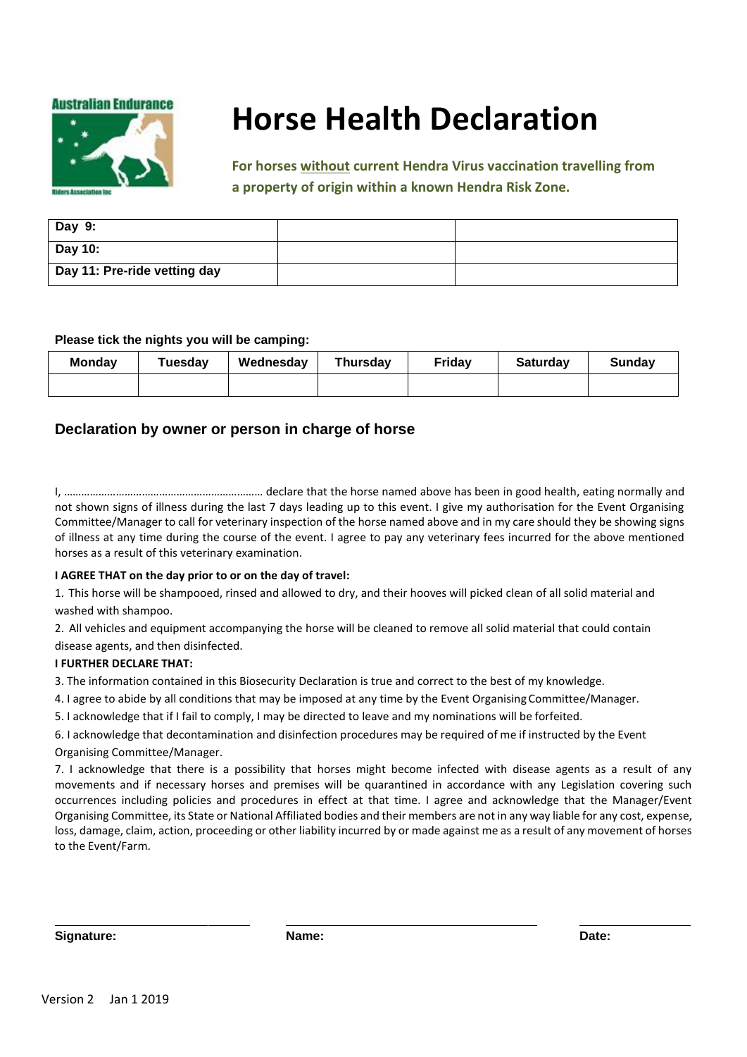# Horse Health Declaration

**For horses without current Hendra Virus vaccination travelling from a property of origin within a known Hendra Risk Zone.**

| | | |
|---|---|---|
| **Day 9:** | | |
| **Day 10:** | | |
| **Day 11: Pre-ride vetting day** | | |

**Please tick the nights you will be camping:**

| Monday | Tuesday | Wednesday | Thursday | Friday | Saturday | Sunday |
|---|---|---|---|---|---|---|
| | | | | | | |

## Declaration by owner or person in charge of horse

I, ………………………………………………………… declare that the horse named above has been in good health, eating normally and not shown signs of illness during the last 7 days leading up to this event. I give my authorisation for the Event Organising Committee/Manager to call for veterinary inspection of the horse named above and in my care should they be showing signs of illness at any time during the course of the event. I agree to pay any veterinary fees incurred for the above mentioned horses as a result of this veterinary examination.

**I AGREE THAT on the day prior to or on the day of travel:**

1. This horse will be shampooed, rinsed and allowed to dry, and their hooves will picked clean of all solid material and washed with shampoo.
2. All vehicles and equipment accompanying the horse will be cleaned to remove all solid material that could contain disease agents, and then disinfected.

**I FURTHER DECLARE THAT:**

3. The information contained in this Biosecurity Declaration is true and correct to the best of my knowledge.
4. I agree to abide by all conditions that may be imposed at any time by the Event Organising Committee/Manager.
5. I acknowledge that if I fail to comply, I may be directed to leave and my nominations will be forfeited.
6. I acknowledge that decontamination and disinfection procedures may be required of me if instructed by the Event Organising Committee/Manager.
7. I acknowledge that there is a possibility that horses might become infected with disease agents as a result of any movements and if necessary horses and premises will be quarantined in accordance with any Legislation covering such occurrences including policies and procedures in effect at that time. I agree and acknowledge that the Manager/Event Organising Committee, its State or National Affiliated bodies and their members are not in any way liable for any cost, expense, loss, damage, claim, action, proceeding or other liability incurred by or made against me as a result of any movement of horses to the Event/Farm.

**Signature:** ______________________ **Name:** ______________________ **Date:** ______________

Version 2 Jan 1 2019